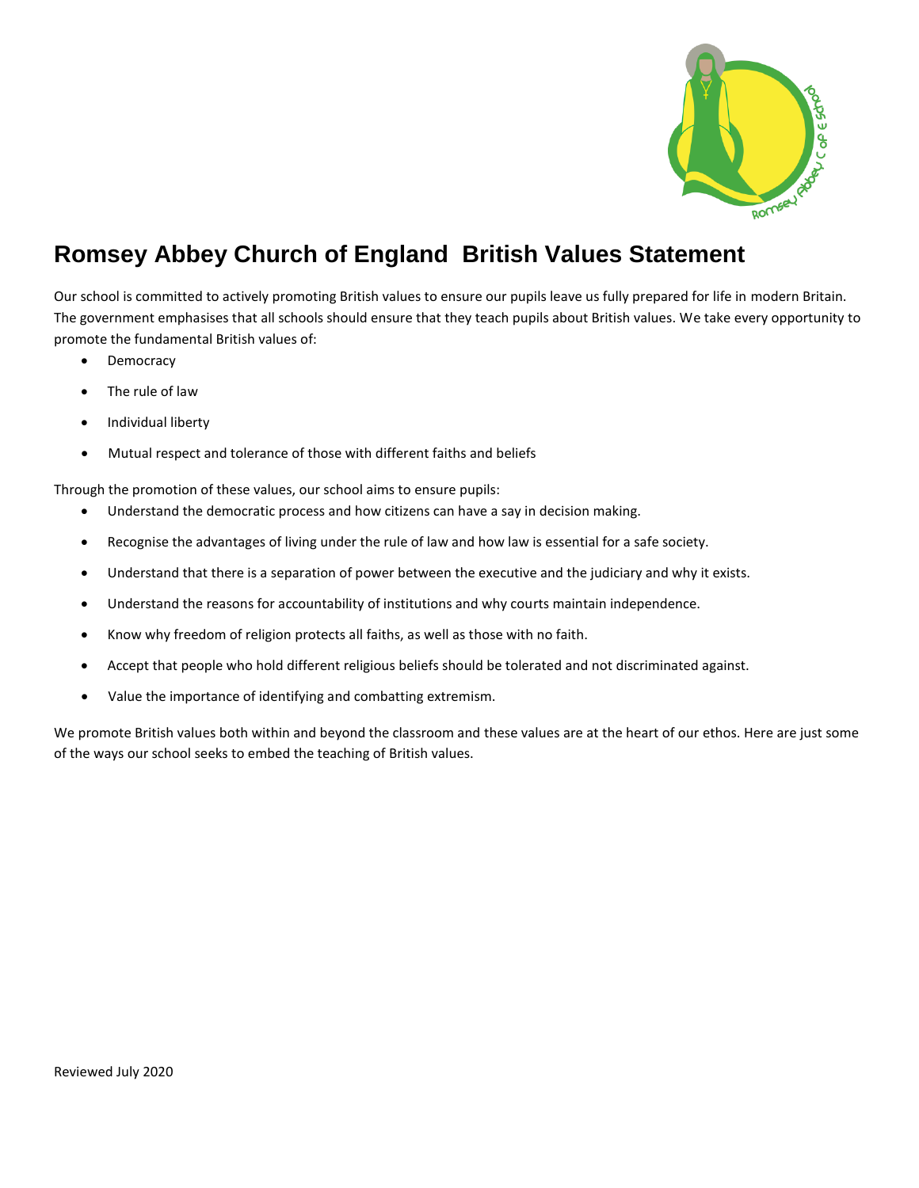# Romsey Abbey Church of England  British Values Statement

Our school is committed to actively promoting British values to ensure our pupils leave us fully prepared for life in modern Britain. The government emphasises that all schools should ensure that they teach pupils about British values. We take every opportunity to promote the fundamental British values of:

- Democracy
- The rule of law
- Individual liberty
- Mutual respect and tolerance of those with different faiths and beliefs

Through the promotion of these values, our school aims to ensure pupils:

- Understand the democratic process and how citizens can have a say in decision making.
- Recognise the advantages of living under the rule of law and how law is essential for a safe society.
- Understand that there is a separation of power between the executive and the judiciary and why it exists.
- Understand the reasons for accountability of institutions and why courts maintain independence.
- Know why freedom of religion protects all faiths, as well as those with no faith.
- Accept that people who hold different religious beliefs should be tolerated and not discriminated against.
- Value the importance of identifying and combatting extremism.

We promote British values both within and beyond the classroom and these values are at the heart of our ethos. Here are just some of the ways our school seeks to embed the teaching of British values.

Reviewed July 2020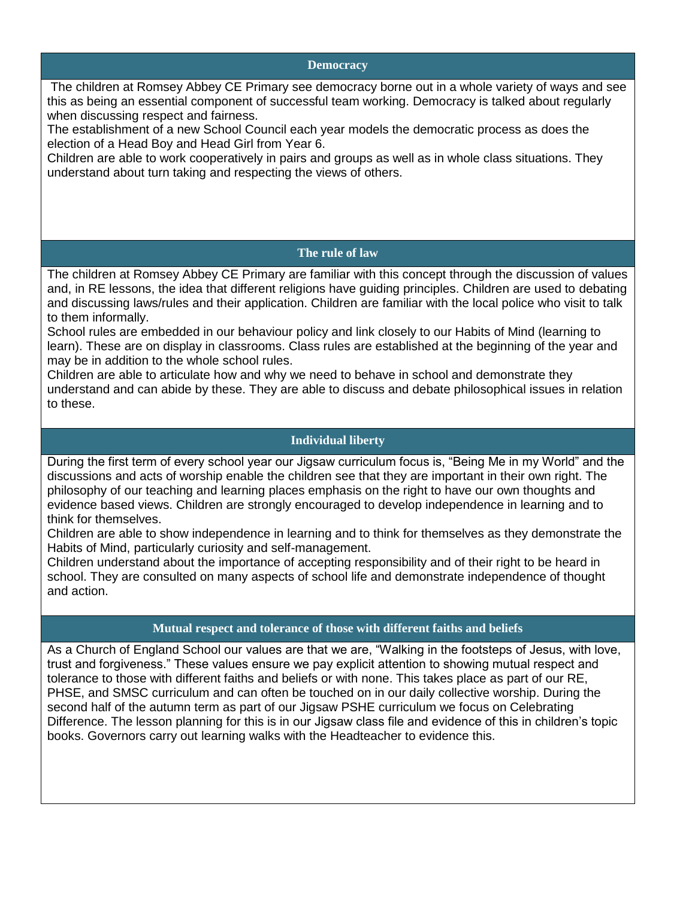## Democracy

The children at Romsey Abbey CE Primary see democracy borne out in a whole variety of ways and see this as being an essential component of successful team working. Democracy is talked about regularly when discussing respect and fairness.

The establishment of a new School Council each year models the democratic process as does the election of a Head Boy and Head Girl from Year 6.

Children are able to work cooperatively in pairs and groups as well as in whole class situations. They understand about turn taking and respecting the views of others.

## The rule of law

The children at Romsey Abbey CE Primary are familiar with this concept through the discussion of values and, in RE lessons, the idea that different religions have guiding principles. Children are used to debating and discussing laws/rules and their application. Children are familiar with the local police who visit to talk to them informally.

School rules are embedded in our behaviour policy and link closely to our Habits of Mind (learning to learn). These are on display in classrooms. Class rules are established at the beginning of the year and may be in addition to the whole school rules.

Children are able to articulate how and why we need to behave in school and demonstrate they understand and can abide by these. They are able to discuss and debate philosophical issues in relation to these.

## Individual liberty

During the first term of every school year our Jigsaw curriculum focus is, "Being Me in my World" and the discussions and acts of worship enable the children see that they are important in their own right. The philosophy of our teaching and learning places emphasis on the right to have our own thoughts and evidence based views. Children are strongly encouraged to develop independence in learning and to think for themselves.

Children are able to show independence in learning and to think for themselves as they demonstrate the Habits of Mind, particularly curiosity and self-management.

Children understand about the importance of accepting responsibility and of their right to be heard in school. They are consulted on many aspects of school life and demonstrate independence of thought and action.

## Mutual respect and tolerance of those with different faiths and beliefs

As a Church of England School our values are that we are, "Walking in the footsteps of Jesus, with love, trust and forgiveness." These values ensure we pay explicit attention to showing mutual respect and tolerance to those with different faiths and beliefs or with none. This takes place as part of our RE, PHSE, and SMSC curriculum and can often be touched on in our daily collective worship. During the second half of the autumn term as part of our Jigsaw PSHE curriculum we focus on Celebrating Difference. The lesson planning for this is in our Jigsaw class file and evidence of this in children's topic books. Governors carry out learning walks with the Headteacher to evidence this.